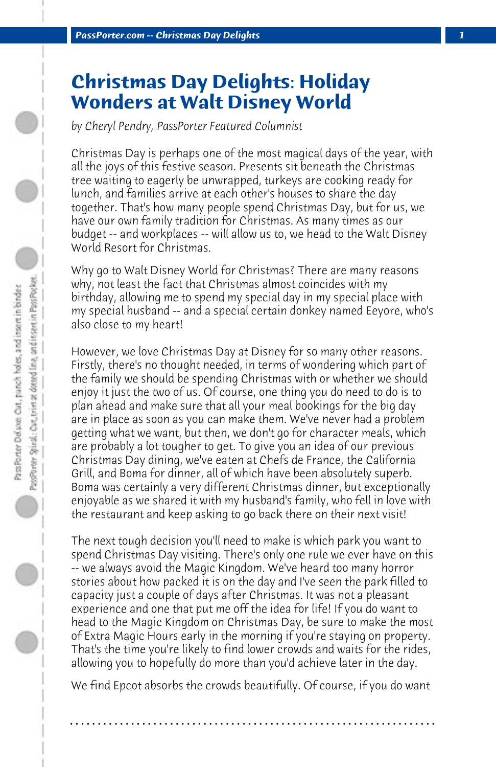# Christmas Day Delights: Holiday Wonders at Walt Disney World

*by Cheryl Pendry, PassPorter Featured Columnist*

Christmas Day is perhaps one of the most magical days of the year, with all the joys of this festive season. Presents sit beneath the Christmas tree waiting to eagerly be unwrapped, turkeys are cooking ready for lunch, and families arrive at each other's houses to share the day together. That's how many people spend Christmas Day, but for us, we have our own family tradition for Christmas. As many times as our budget -- and workplaces -- will allow us to, we head to the Walt Disney World Resort for Christmas.

Why go to Walt Disney World for Christmas? There are many reasons why, not least the fact that Christmas almost coincides with my birthday, allowing me to spend my special day in my special place with my special husband -- and a special certain donkey named Eeyore, who's also close to my heart!

However, we love Christmas Day at Disney for so many other reasons. Firstly, there's no thought needed, in terms of wondering which part of the family we should be spending Christmas with or whether we should enjoy it just the two of us. Of course, one thing you do need to do is to plan ahead and make sure that all your meal bookings for the big day are in place as soon as you can make them. We've never had a problem getting what we want, but then, we don't go for character meals, which are probably a lot tougher to get. To give you an idea of our previous Christmas Day dining, we've eaten at Chefs de France, the California Grill, and Boma for dinner, all of which have been absolutely superb. Boma was certainly a very different Christmas dinner, but exceptionally enjoyable as we shared it with my husband's family, who fell in love with the restaurant and keep asking to go back there on their next visit!

The next tough decision you'll need to make is which park you want to spend Christmas Day visiting. There's only one rule we ever have on this -- we always avoid the Magic Kingdom. We've heard too many horror stories about how packed it is on the day and I've seen the park filled to capacity just a couple of days after Christmas. It was not a pleasant experience and one that put me off the idea for life! If you do want to head to the Magic Kingdom on Christmas Day, be sure to make the most of Extra Magic Hours early in the morning if you're staying on property. That's the time you're likely to find lower crowds and waits for the rides, allowing you to hopefully do more than you'd achieve later in the day.

We find Epcot absorbs the crowds beautifully. Of course, if you do want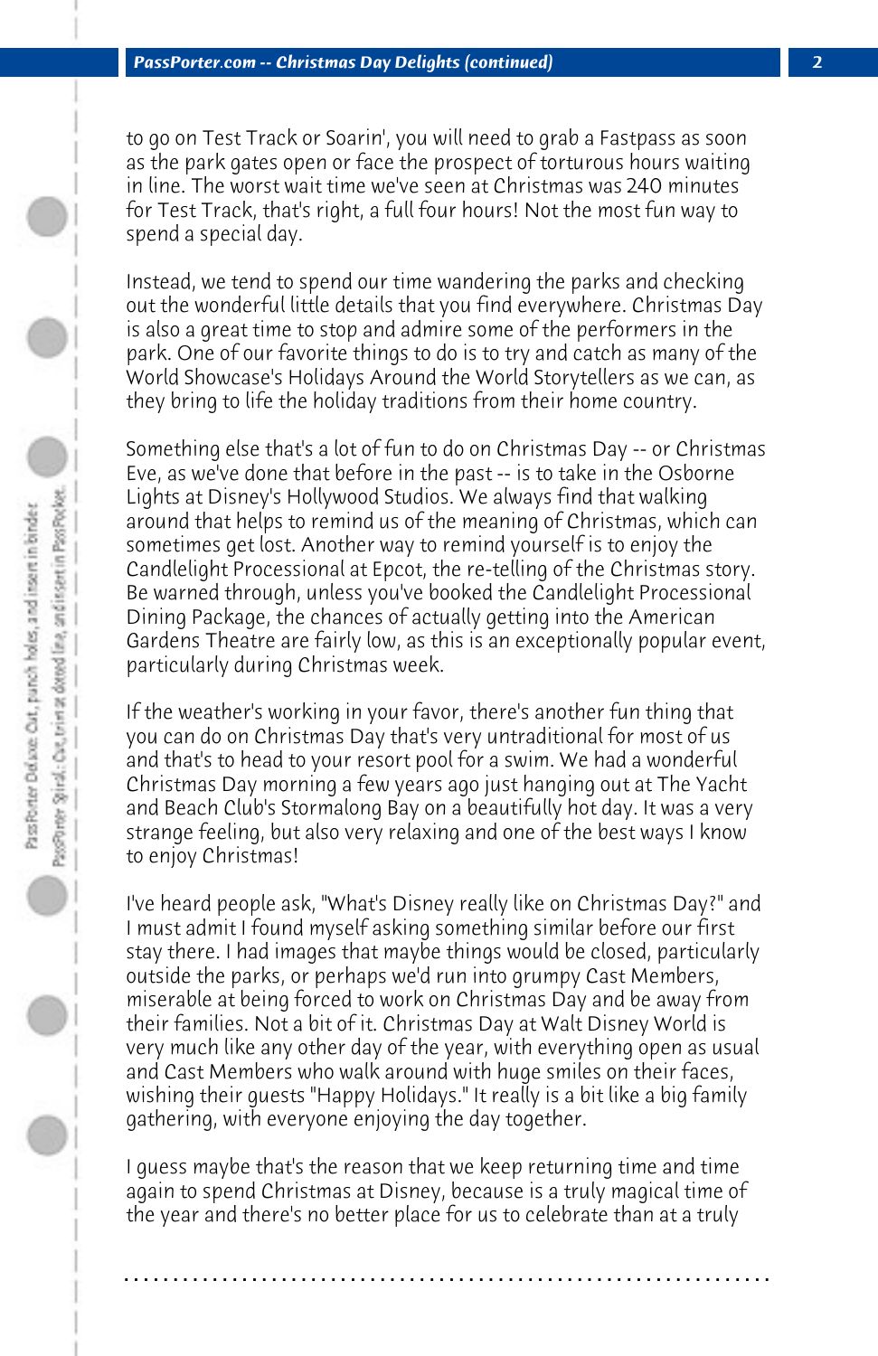to go on Test Track or Soarin', you will need to grab a Fastpass as soon as the park gates open or face the prospect of torturous hours waiting in line. The worst wait time we've seen at Christmas was 240 minutes for Test Track, that's right, a full four hours! Not the most fun way to spend a special day.

Instead, we tend to spend our time wandering the parks and checking out the wonderful little details that you find everywhere. Christmas Day is also a great time to stop and admire some of the performers in the park. One of our favorite things to do is to try and catch as many of the World Showcase's Holidays Around the World Storytellers as we can, as they bring to life the holiday traditions from their home country.

Something else that's a lot of fun to do on Christmas Day -- or Christmas Eve, as we've done that before in the past -- is to take in the Osborne Lights at Disney's Hollywood Studios. We always find that walking around that helps to remind us of the meaning of Christmas, which can sometimes get lost. Another way to remind yourself is to enjoy the Candlelight Processional at Epcot, the re-telling of the Christmas story. Be warned through, unless you've booked the Candlelight Processional Dining Package, the chances of actually getting into the American Gardens Theatre are fairly low, as this is an exceptionally popular event, particularly during Christmas week.

If the weather's working in your favor, there's another fun thing that you can do on Christmas Day that's very untraditional for most of us and that's to head to your resort pool for a swim. We had a wonderful Christmas Day morning a few years ago just hanging out at The Yacht and Beach Club's Stormalong Bay on a beautifully hot day. It was a very strange feeling, but also very relaxing and one of the best ways I know to enjoy Christmas!

I've heard people ask, "What's Disney really like on Christmas Day?" and I must admit I found myself asking something similar before our first stay there. I had images that maybe things would be closed, particularly outside the parks, or perhaps we'd run into grumpy Cast Members, miserable at being forced to work on Christmas Day and be away from their families. Not a bit of it. Christmas Day at Walt Disney World is very much like any other day of the year, with everything open as usual and Cast Members who walk around with huge smiles on their faces, wishing their guests "Happy Holidays." It really is a bit like a big family gathering, with everyone enjoying the day together.

I guess maybe that's the reason that we keep returning time and time again to spend Christmas at Disney, because is a truly magical time of the year and there's no better place for us to celebrate than at a truly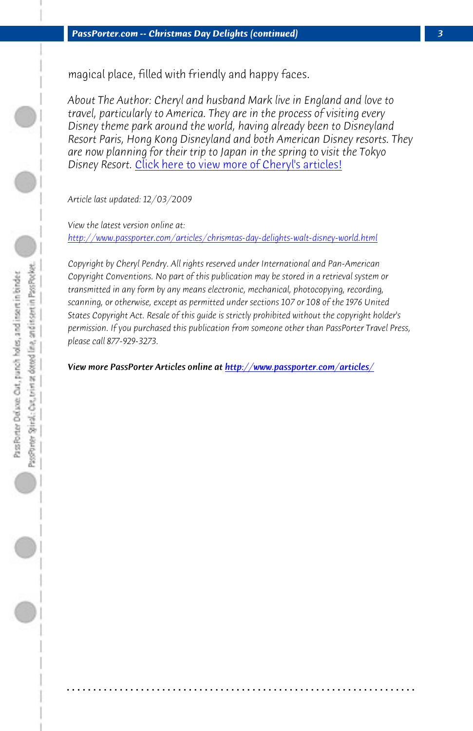magical place, filled with friendly and happy faces.

*About The Author: Cheryl and husband Mark live in England and love to travel, particularly to America. They are in the process of visiting every Disney theme park around the world, having already been to Disneyland Resort Paris, Hong Kong Disneyland and both American Disney resorts. They are now planning for their trip to Japan in the spring to visit the Tokyo Disney Resort.* Click here to view more of Cheryl's articles!

*Article last updated: 12/03/2009*

*View the latest version online at:*
*http://www.passporter.com/articles/chrismtas-day-delights-walt-disney-world.html*

*Copyright by Cheryl Pendry. All rights reserved under International and Pan-American Copyright Conventions. No part of this publication may be stored in a retrieval system or transmitted in any form by any means electronic, mechanical, photocopying, recording, scanning, or otherwise, except as permitted under sections 107 or 108 of the 1976 United States Copyright Act. Resale of this guide is strictly prohibited without the copyright holder's permission. If you purchased this publication from someone other than PassPorter Travel Press, please call 877-929-3273.*

***View more PassPorter Articles online at http://www.passporter.com/articles/***